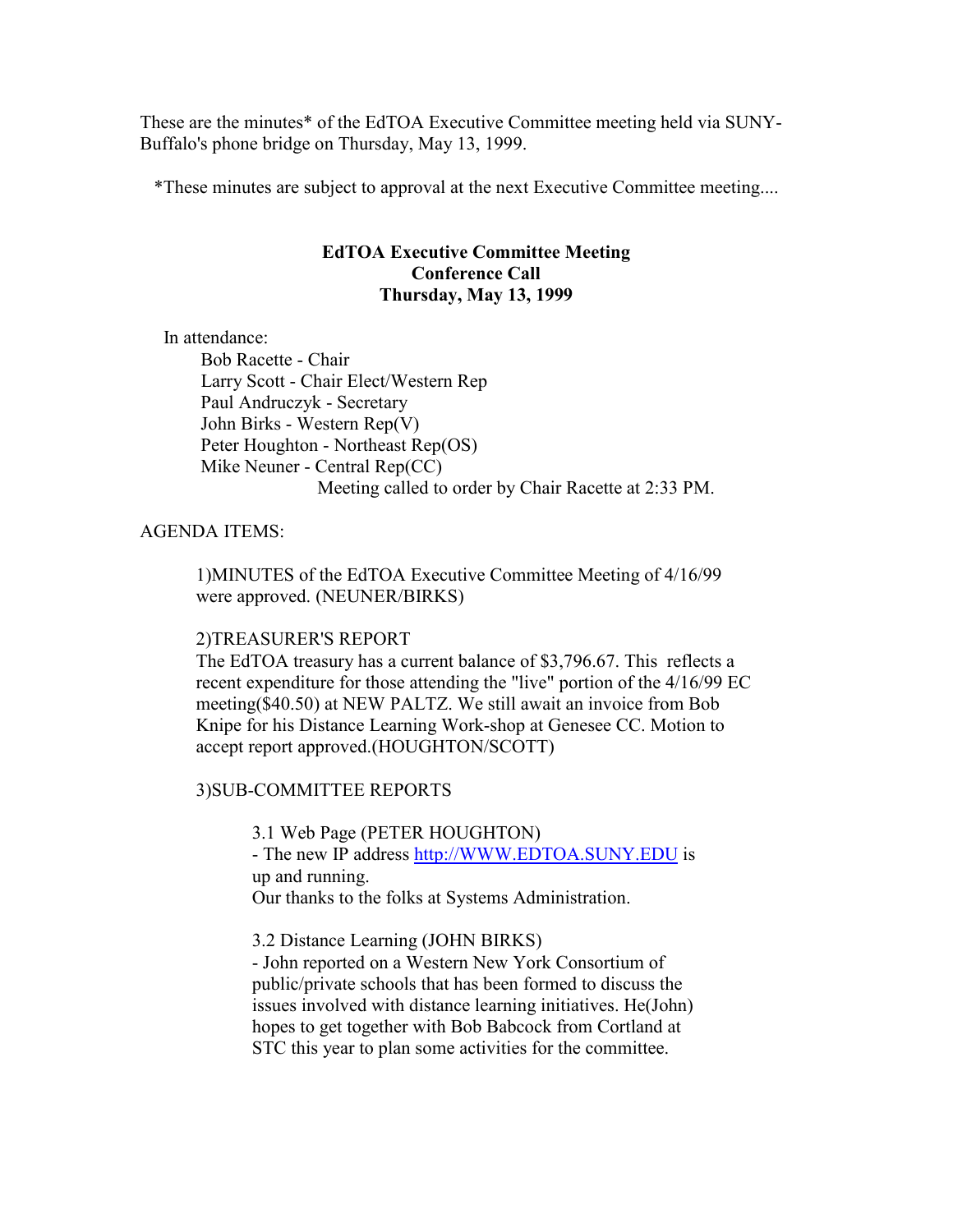These are the minutes* of the EdTOA Executive Committee meeting held via SUNY-Buffalo's phone bridge on Thursday, May 13, 1999.

*These minutes are subject to approval at the next Executive Committee meeting....

**EdTOA Executive Committee Meeting**
**Conference Call**
**Thursday, May 13, 1999**

In attendance:

Bob Racette - Chair
Larry Scott - Chair Elect/Western Rep
Paul Andruczyk - Secretary
John Birks - Western Rep(V)
Peter Houghton - Northeast Rep(OS)
Mike Neuner - Central Rep(CC)

Meeting called to order by Chair Racette at 2:33 PM.

AGENDA ITEMS:

1)MINUTES of the EdTOA Executive Committee Meeting of 4/16/99 were approved. (NEUNER/BIRKS)

2)TREASURER'S REPORT
The EdTOA treasury has a current balance of $3,796.67. This reflects a recent expenditure for those attending the "live" portion of the 4/16/99 EC meeting($40.50) at NEW PALTZ. We still await an invoice from Bob Knipe for his Distance Learning Work-shop at Genesee CC. Motion to accept report approved.(HOUGHTON/SCOTT)

3)SUB-COMMITTEE REPORTS

3.1 Web Page (PETER HOUGHTON)
- The new IP address [http://WWW.EDTOA.SUNY.EDU](http://WWW.EDTOA.SUNY.EDU) is up and running.
Our thanks to the folks at Systems Administration.

3.2 Distance Learning (JOHN BIRKS)
- John reported on a Western New York Consortium of public/private schools that has been formed to discuss the issues involved with distance learning initiatives. He(John) hopes to get together with Bob Babcock from Cortland at STC this year to plan some activities for the committee.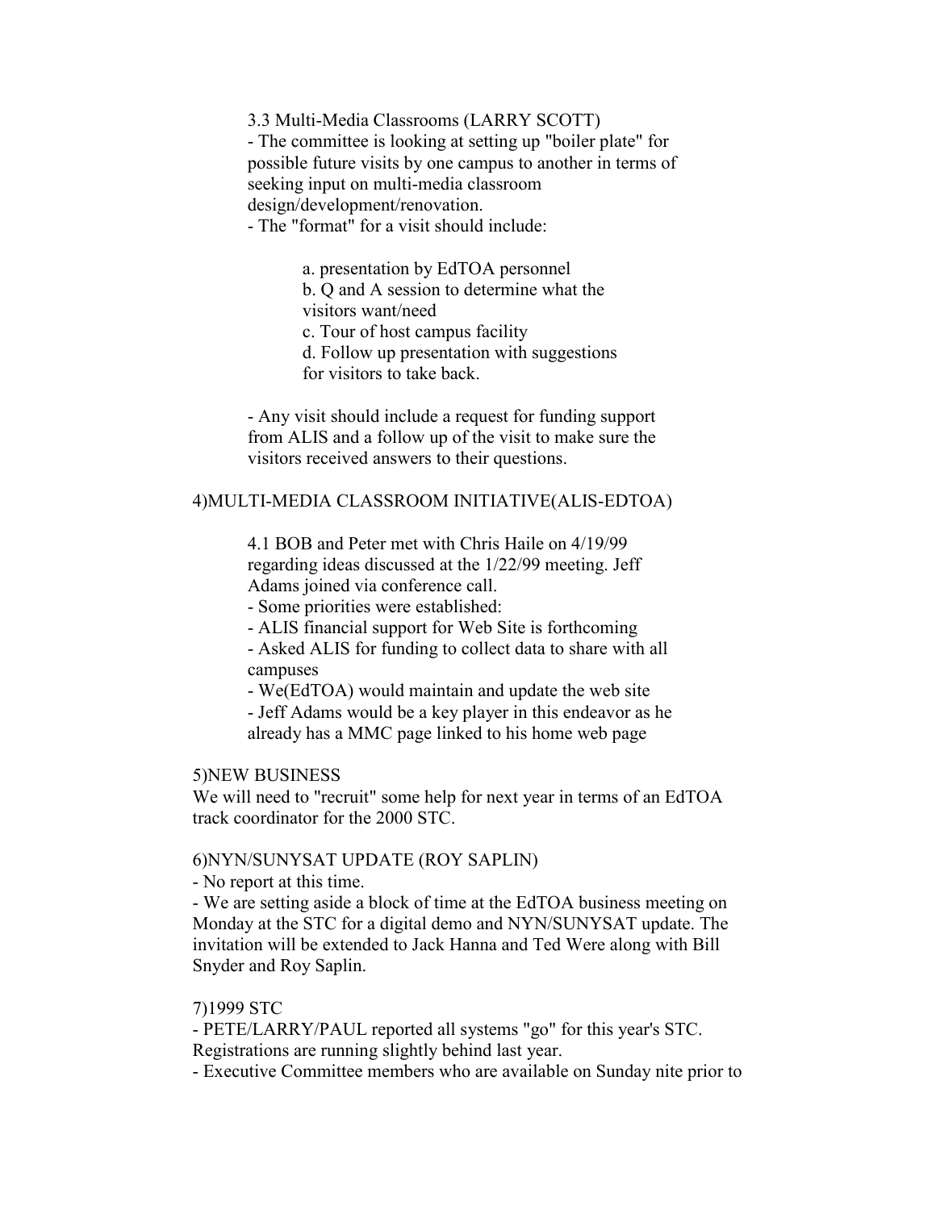3.3 Multi-Media Classrooms (LARRY SCOTT)

- The committee is looking at setting up "boiler plate" for possible future visits by one campus to another in terms of seeking input on multi-media classroom design/development/renovation.
- The "format" for a visit should include:

    a. presentation by EdTOA personnel
    b. Q and A session to determine what the visitors want/need
    c. Tour of host campus facility
    d. Follow up presentation with suggestions for visitors to take back.

- Any visit should include a request for funding support from ALIS and a follow up of the visit to make sure the visitors received answers to their questions.

4)MULTI-MEDIA CLASSROOM INITIATIVE(ALIS-EDTOA)

4.1 BOB and Peter met with Chris Haile on 4/19/99 regarding ideas discussed at the 1/22/99 meeting. Jeff Adams joined via conference call.

- Some priorities were established:
- ALIS financial support for Web Site is forthcoming
- Asked ALIS for funding to collect data to share with all campuses
- We(EdTOA) would maintain and update the web site
- Jeff Adams would be a key player in this endeavor as he already has a MMC page linked to his home web page

5)NEW BUSINESS

We will need to "recruit" some help for next year in terms of an EdTOA track coordinator for the 2000 STC.

6)NYN/SUNYSAT UPDATE (ROY SAPLIN)

- No report at this time.
- We are setting aside a block of time at the EdTOA business meeting on Monday at the STC for a digital demo and NYN/SUNYSAT update. The invitation will be extended to Jack Hanna and Ted Were along with Bill Snyder and Roy Saplin.

7)1999 STC

- PETE/LARRY/PAUL reported all systems "go" for this year's STC. Registrations are running slightly behind last year.
- Executive Committee members who are available on Sunday nite prior to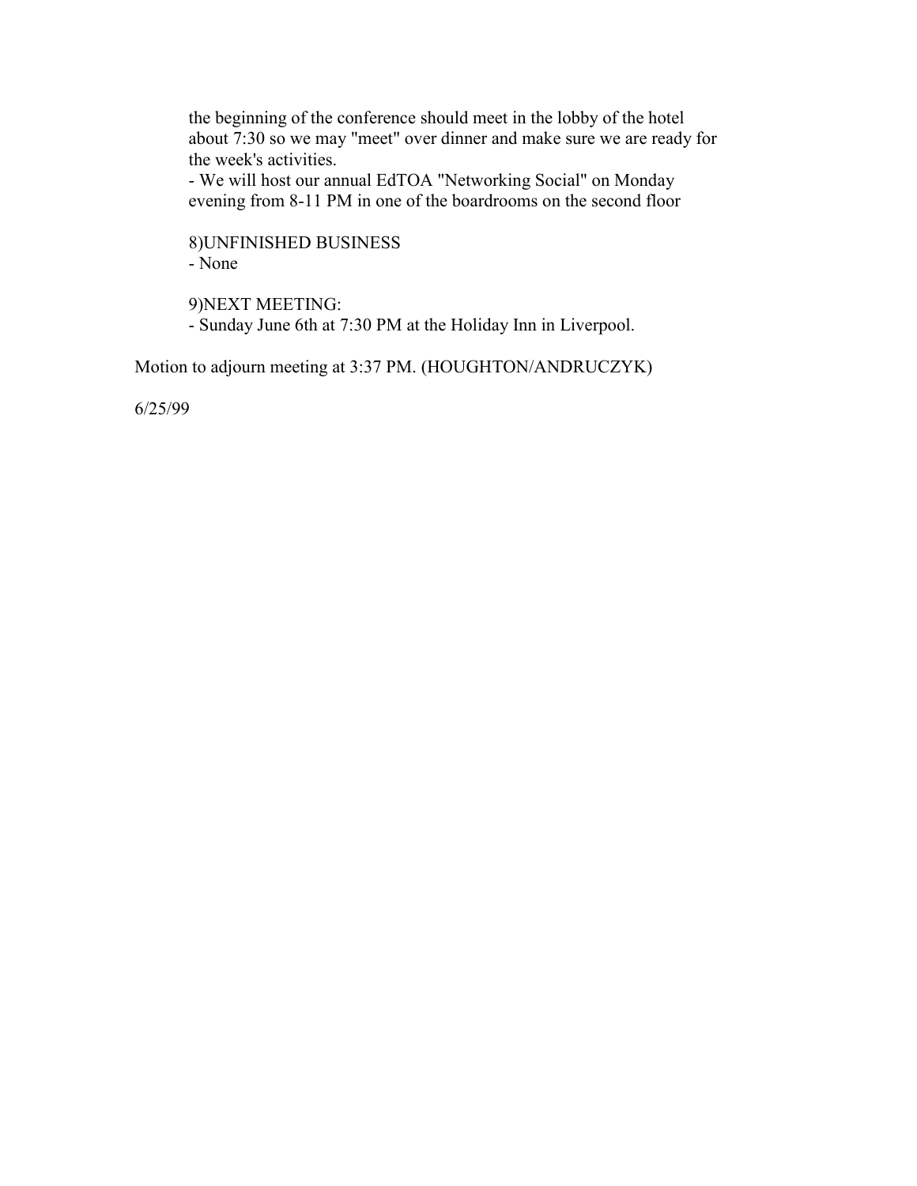the beginning of the conference should meet in the lobby of the hotel about 7:30 so we may "meet" over dinner and make sure we are ready for the week's activities.

- We will host our annual EdTOA "Networking Social" on Monday evening from 8-11 PM in one of the boardrooms on the second floor

8)UNFINISHED BUSINESS

- None

9)NEXT MEETING:

- Sunday June 6th at 7:30 PM at the Holiday Inn in Liverpool.

Motion to adjourn meeting at 3:37 PM. (HOUGHTON/ANDRUCZYK)

6/25/99